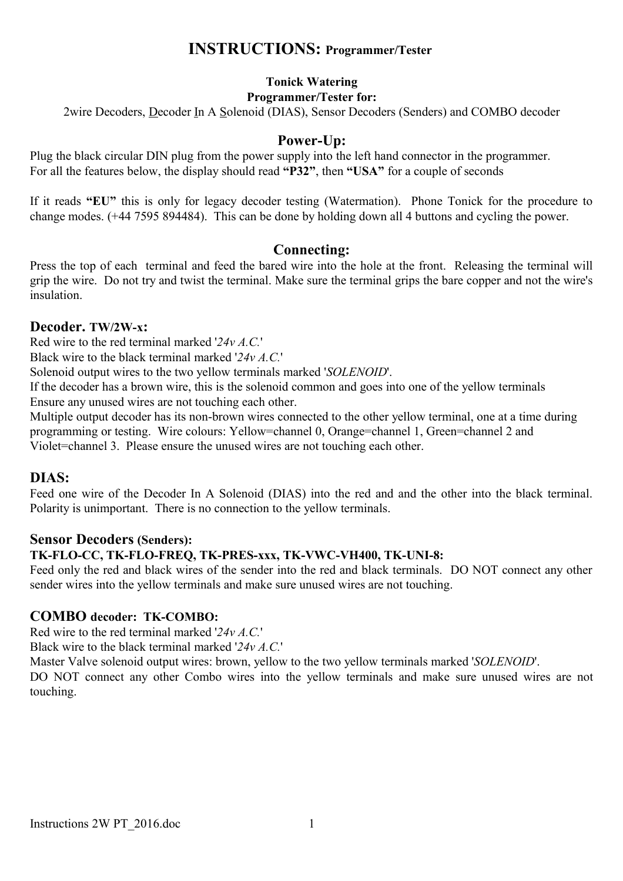# INSTRUCTIONS: Programmer/Tester

**Tonick Watering**
**Programmer/Tester for:**
2wire Decoders, Decoder In A Solenoid (DIAS), Sensor Decoders (Senders) and COMBO decoder

## Power-Up:

Plug the black circular DIN plug from the power supply into the left hand connector in the programmer.
For all the features below, the display should read **"P32"**, then **"USA"** for a couple of seconds

If it reads **"EU"** this is only for legacy decoder testing (Watermation). Phone Tonick for the procedure to change modes. (+44 7595 894484). This can be done by holding down all 4 buttons and cycling the power.

## Connecting:

Press the top of each terminal and feed the bared wire into the hole at the front. Releasing the terminal will grip the wire. Do not try and twist the terminal. Make sure the terminal grips the bare copper and not the wire's insulation.

### Decoder. TW/2W-x:

Red wire to the red terminal marked '*24v A.C.*'
Black wire to the black terminal marked '*24v A.C.*'
Solenoid output wires to the two yellow terminals marked '*SOLENOID*'.
If the decoder has a brown wire, this is the solenoid common and goes into one of the yellow terminals
Ensure any unused wires are not touching each other.
Multiple output decoder has its non-brown wires connected to the other yellow terminal, one at a time during programming or testing. Wire colours: Yellow=channel 0, Orange=channel 1, Green=channel 2 and Violet=channel 3. Please ensure the unused wires are not touching each other.

### DIAS:

Feed one wire of the Decoder In A Solenoid (DIAS) into the red and and the other into the black terminal. Polarity is unimportant. There is no connection to the yellow terminals.

### Sensor Decoders (Senders):

**TK-FLO-CC, TK-FLO-FREQ, TK-PRES-xxx, TK-VWC-VH400, TK-UNI-8:**
Feed only the red and black wires of the sender into the red and black terminals. DO NOT connect any other sender wires into the yellow terminals and make sure unused wires are not touching.

### COMBO decoder: TK-COMBO:

Red wire to the red terminal marked '*24v A.C.*'
Black wire to the black terminal marked '*24v A.C.*'
Master Valve solenoid output wires: brown, yellow to the two yellow terminals marked '*SOLENOID*'.
DO NOT connect any other Combo wires into the yellow terminals and make sure unused wires are not touching.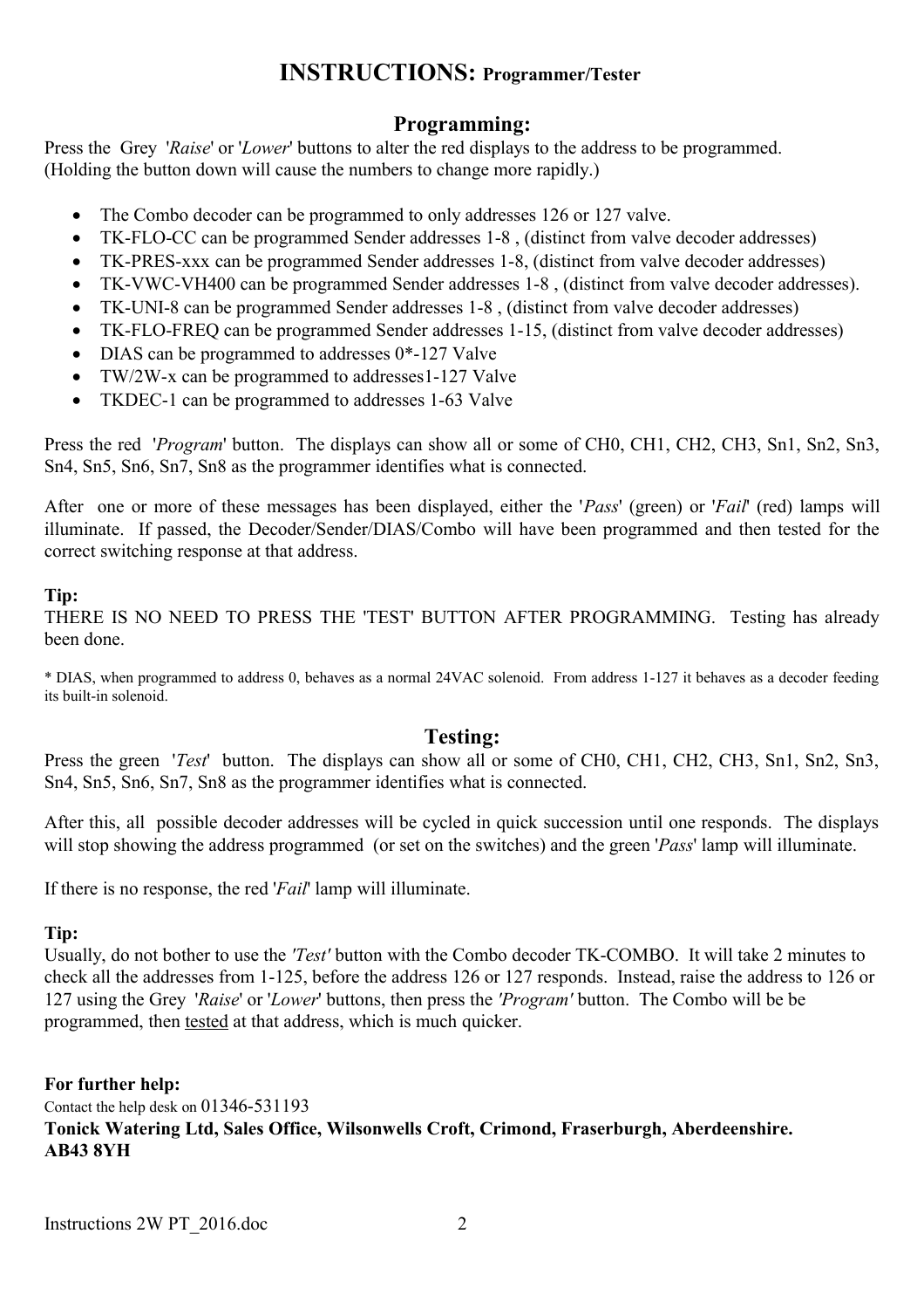# INSTRUCTIONS: Programmer/Tester

## Programming:

Press the Grey '*Raise*' or '*Lower*' buttons to alter the red displays to the address to be programmed.
(Holding the button down will cause the numbers to change more rapidly.)

- The Combo decoder can be programmed to only addresses 126 or 127 valve.
- TK-FLO-CC can be programmed Sender addresses 1-8 , (distinct from valve decoder addresses)
- TK-PRES-xxx can be programmed Sender addresses 1-8, (distinct from valve decoder addresses)
- TK-VWC-VH400 can be programmed Sender addresses 1-8 , (distinct from valve decoder addresses).
- TK-UNI-8 can be programmed Sender addresses 1-8 , (distinct from valve decoder addresses)
- TK-FLO-FREQ can be programmed Sender addresses 1-15, (distinct from valve decoder addresses)
- DIAS can be programmed to addresses 0*-127 Valve
- TW/2W-x can be programmed to addresses1-127 Valve
- TKDEC-1 can be programmed to addresses 1-63 Valve

Press the red '*Program*' button. The displays can show all or some of CH0, CH1, CH2, CH3, Sn1, Sn2, Sn3, Sn4, Sn5, Sn6, Sn7, Sn8 as the programmer identifies what is connected.

After one or more of these messages has been displayed, either the '*Pass*' (green) or '*Fail*' (red) lamps will illuminate. If passed, the Decoder/Sender/DIAS/Combo will have been programmed and then tested for the correct switching response at that address.

**Tip:**
THERE IS NO NEED TO PRESS THE 'TEST' BUTTON AFTER PROGRAMMING. Testing has already been done.

* DIAS, when programmed to address 0, behaves as a normal 24VAC solenoid. From address 1-127 it behaves as a decoder feeding its built-in solenoid.

## Testing:

Press the green '*Test*' button. The displays can show all or some of CH0, CH1, CH2, CH3, Sn1, Sn2, Sn3, Sn4, Sn5, Sn6, Sn7, Sn8 as the programmer identifies what is connected.

After this, all possible decoder addresses will be cycled in quick succession until one responds. The displays will stop showing the address programmed (or set on the switches) and the green '*Pass*' lamp will illuminate.

If there is no response, the red '*Fail*' lamp will illuminate.

**Tip:**
Usually, do not bother to use the *'Test'* button with the Combo decoder TK-COMBO. It will take 2 minutes to check all the addresses from 1-125, before the address 126 or 127 responds. Instead, raise the address to 126 or 127 using the Grey '*Raise*' or '*Lower*' buttons, then press the *'Program'* button. The Combo will be be programmed, then tested at that address, which is much quicker.

**For further help:**
Contact the help desk on 01346-531193
**Tonick Watering Ltd, Sales Office, Wilsonwells Croft, Crimond, Fraserburgh, Aberdeenshire. AB43 8YH**